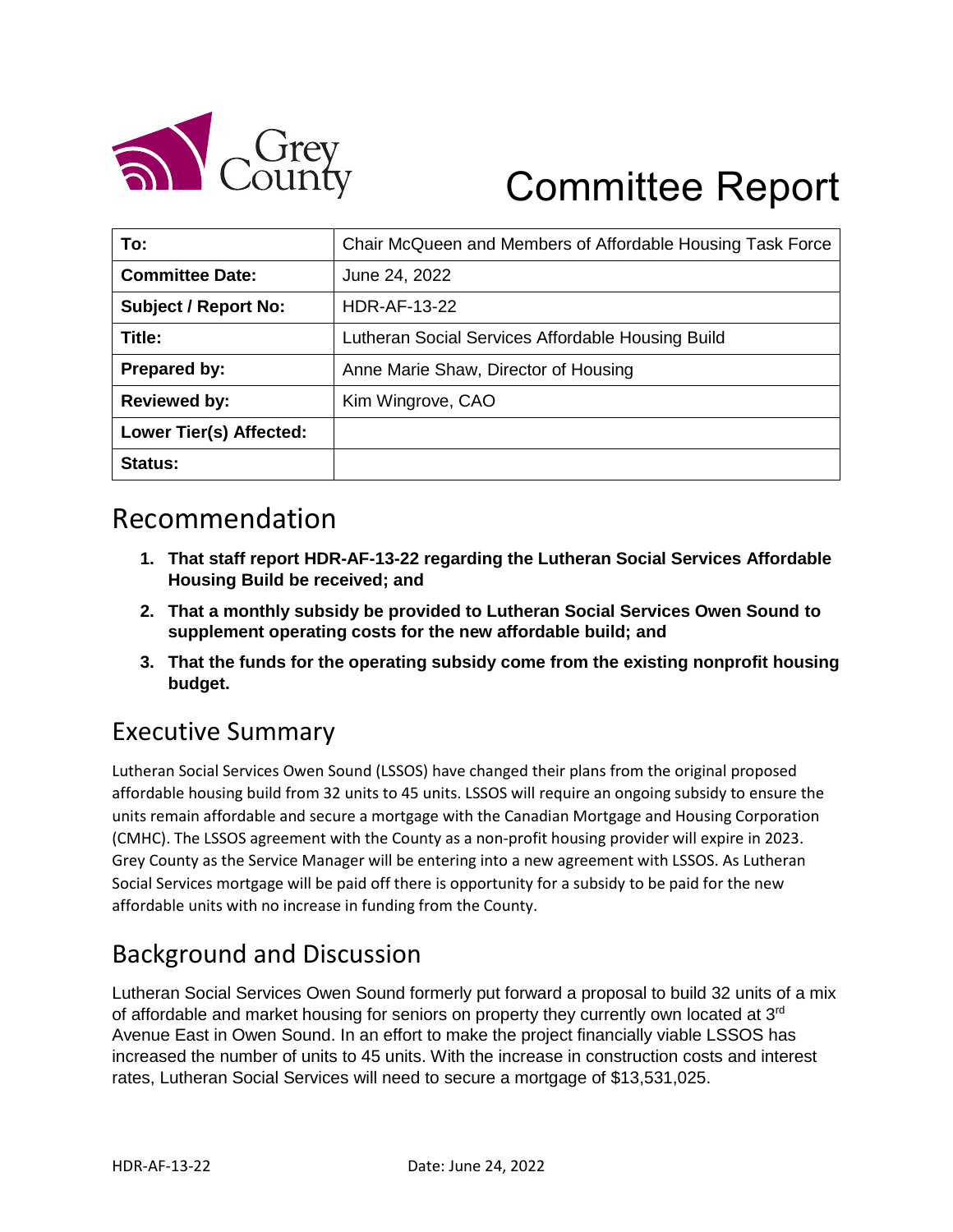# Committee Report

| To: | Chair McQueen and Members of Affordable Housing Task Force |
|---|---|
| Committee Date: | June 24, 2022 |
| Subject / Report No: | HDR-AF-13-22 |
| Title: | Lutheran Social Services Affordable Housing Build |
| Prepared by: | Anne Marie Shaw, Director of Housing |
| Reviewed by: | Kim Wingrove, CAO |
| Lower Tier(s) Affected: | |
| Status: | |

## Recommendation

1. **That staff report HDR-AF-13-22 regarding the Lutheran Social Services Affordable Housing Build be received; and**
2. **That a monthly subsidy be provided to Lutheran Social Services Owen Sound to supplement operating costs for the new affordable build; and**
3. **That the funds for the operating subsidy come from the existing nonprofit housing budget.**

## Executive Summary

Lutheran Social Services Owen Sound (LSSOS) have changed their plans from the original proposed affordable housing build from 32 units to 45 units. LSSOS will require an ongoing subsidy to ensure the units remain affordable and secure a mortgage with the Canadian Mortgage and Housing Corporation (CMHC). The LSSOS agreement with the County as a non-profit housing provider will expire in 2023. Grey County as the Service Manager will be entering into a new agreement with LSSOS. As Lutheran Social Services mortgage will be paid off there is opportunity for a subsidy to be paid for the new affordable units with no increase in funding from the County.

## Background and Discussion

Lutheran Social Services Owen Sound formerly put forward a proposal to build 32 units of a mix of affordable and market housing for seniors on property they currently own located at 3rd Avenue East in Owen Sound. In an effort to make the project financially viable LSSOS has increased the number of units to 45 units. With the increase in construction costs and interest rates, Lutheran Social Services will need to secure a mortgage of $13,531,025.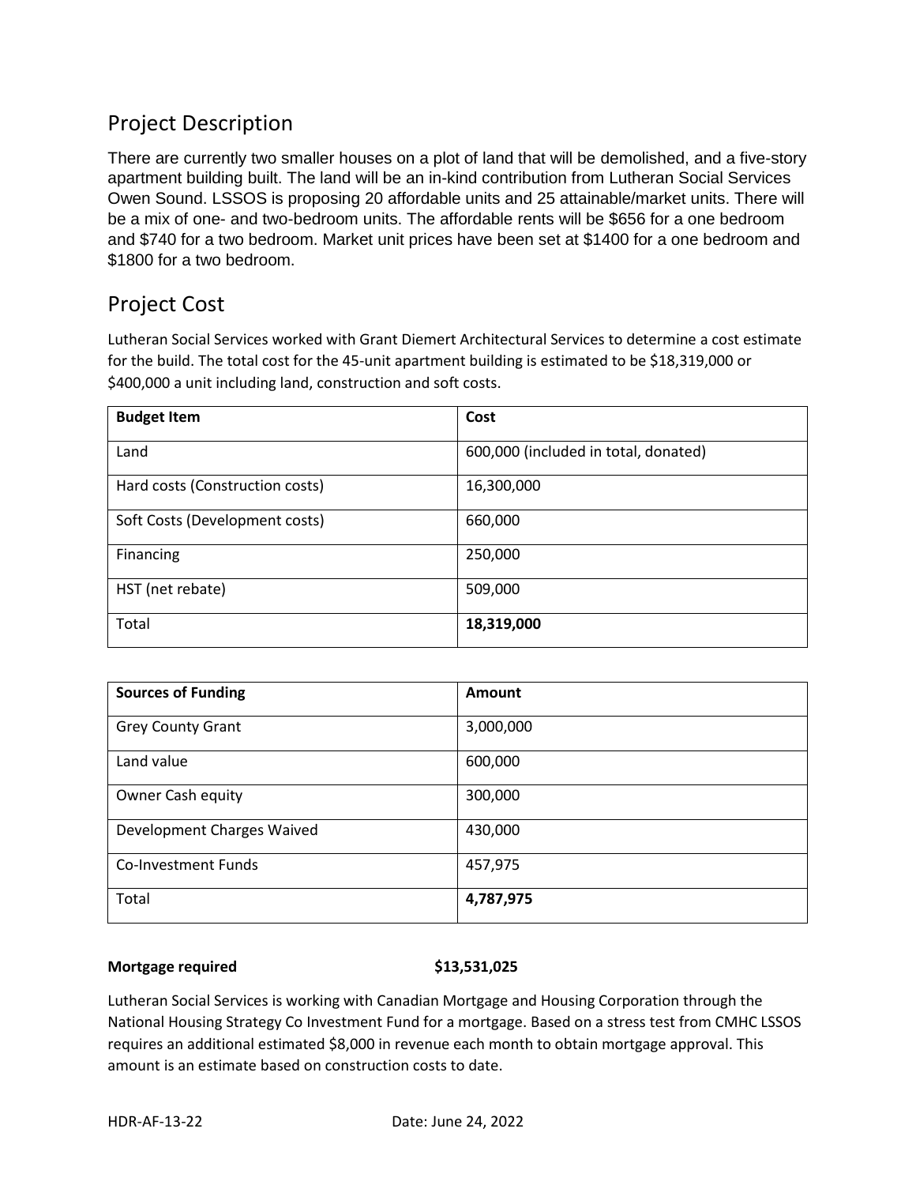## Project Description

There are currently two smaller houses on a plot of land that will be demolished, and a five-story apartment building built. The land will be an in-kind contribution from Lutheran Social Services Owen Sound. LSSOS is proposing 20 affordable units and 25 attainable/market units. There will be a mix of one- and two-bedroom units. The affordable rents will be $656 for a one bedroom and $740 for a two bedroom. Market unit prices have been set at $1400 for a one bedroom and $1800 for a two bedroom.

## Project Cost

Lutheran Social Services worked with Grant Diemert Architectural Services to determine a cost estimate for the build. The total cost for the 45-unit apartment building is estimated to be $18,319,000 or $400,000 a unit including land, construction and soft costs.

| Budget Item | Cost |
|---|---|
| Land | 600,000 (included in total, donated) |
| Hard costs (Construction costs) | 16,300,000 |
| Soft Costs (Development costs) | 660,000 |
| Financing | 250,000 |
| HST (net rebate) | 509,000 |
| Total | **18,319,000** |

| Sources of Funding | Amount |
|---|---|
| Grey County Grant | 3,000,000 |
| Land value | 600,000 |
| Owner Cash equity | 300,000 |
| Development Charges Waived | 430,000 |
| Co-Investment Funds | 457,975 |
| Total | **4,787,975** |

**Mortgage required** **$13,531,025**

Lutheran Social Services is working with Canadian Mortgage and Housing Corporation through the National Housing Strategy Co Investment Fund for a mortgage. Based on a stress test from CMHC LSSOS requires an additional estimated $8,000 in revenue each month to obtain mortgage approval. This amount is an estimate based on construction costs to date.

HDR-AF-13-22 Date: June 24, 2022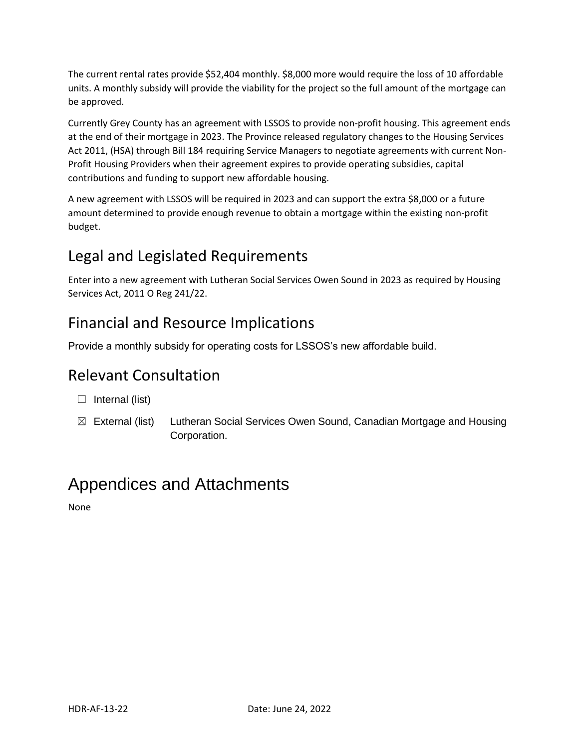The current rental rates provide $52,404 monthly. $8,000 more would require the loss of 10 affordable units. A monthly subsidy will provide the viability for the project so the full amount of the mortgage can be approved.

Currently Grey County has an agreement with LSSOS to provide non-profit housing. This agreement ends at the end of their mortgage in 2023. The Province released regulatory changes to the Housing Services Act 2011, (HSA) through Bill 184 requiring Service Managers to negotiate agreements with current Non-Profit Housing Providers when their agreement expires to provide operating subsidies, capital contributions and funding to support new affordable housing.

A new agreement with LSSOS will be required in 2023 and can support the extra $8,000 or a future amount determined to provide enough revenue to obtain a mortgage within the existing non-profit budget.

## Legal and Legislated Requirements

Enter into a new agreement with Lutheran Social Services Owen Sound in 2023 as required by Housing Services Act, 2011 O Reg 241/22.

## Financial and Resource Implications

Provide a monthly subsidy for operating costs for LSSOS's new affordable build.

## Relevant Consultation

- ☐ Internal (list)
- ☒ External (list) Lutheran Social Services Owen Sound, Canadian Mortgage and Housing Corporation.

## Appendices and Attachments

None